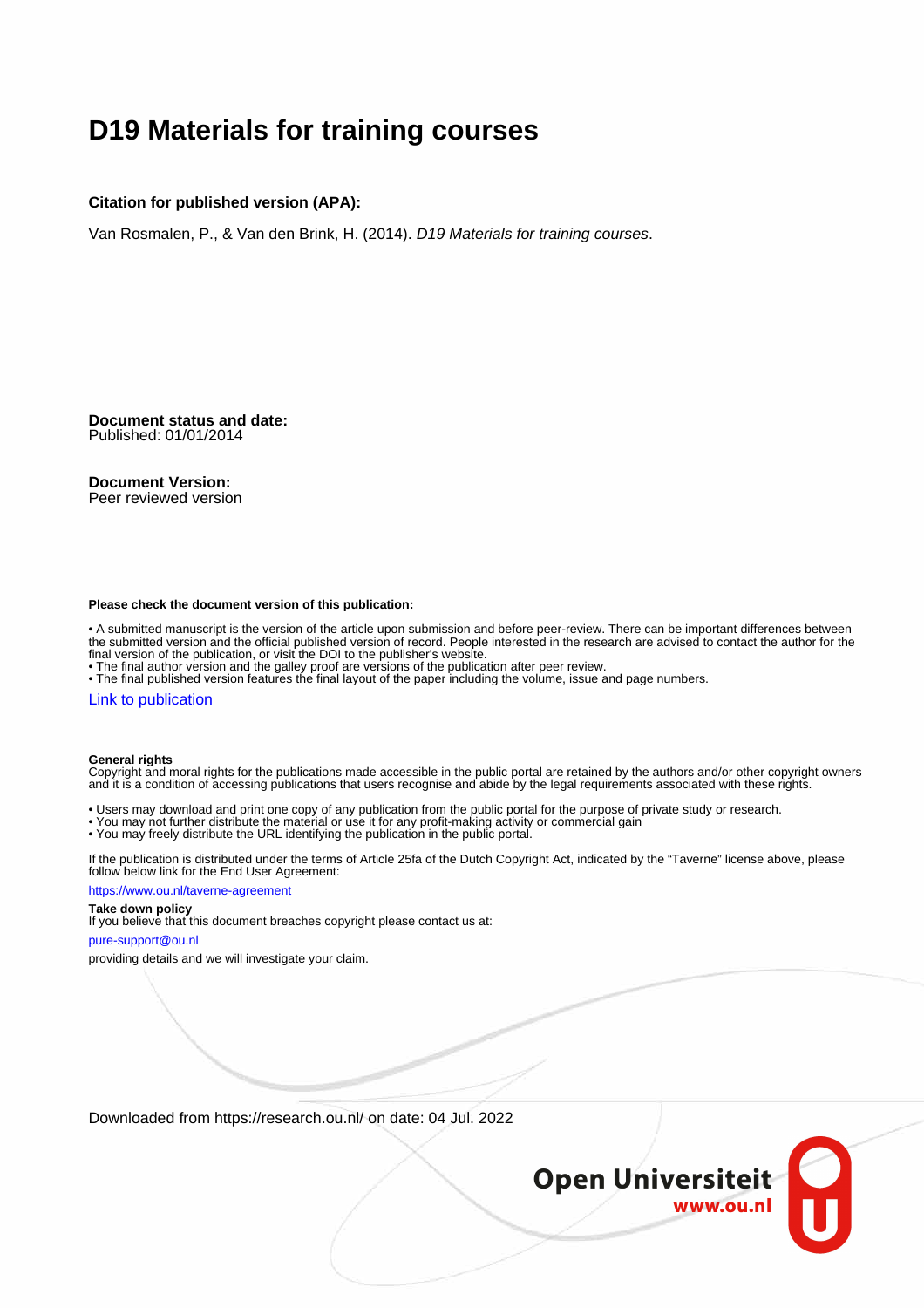# D19 Materials for training courses

**Citation for published version (APA):**

Van Rosmalen, P., & Van den Brink, H. (2014). *D19 Materials for training courses*.

**Document status and date:**
Published: 01/01/2014

**Document Version:**
Peer reviewed version

**Please check the document version of this publication:**

• A submitted manuscript is the version of the article upon submission and before peer-review. There can be important differences between the submitted version and the official published version of record. People interested in the research are advised to contact the author for the final version of the publication, or visit the DOI to the publisher's website.
• The final author version and the galley proof are versions of the publication after peer review.
• The final published version features the final layout of the paper including the volume, issue and page numbers.

Link to publication

**General rights**
Copyright and moral rights for the publications made accessible in the public portal are retained by the authors and/or other copyright owners and it is a condition of accessing publications that users recognise and abide by the legal requirements associated with these rights.

• Users may download and print one copy of any publication from the public portal for the purpose of private study or research.
• You may not further distribute the material or use it for any profit-making activity or commercial gain
• You may freely distribute the URL identifying the publication in the public portal.

If the publication is distributed under the terms of Article 25fa of the Dutch Copyright Act, indicated by the "Taverne" license above, please follow below link for the End User Agreement:

https://www.ou.nl/taverne-agreement

**Take down policy**
If you believe that this document breaches copyright please contact us at:

pure-support@ou.nl

providing details and we will investigate your claim.

Downloaded from https://research.ou.nl/ on date: 04 Jul. 2022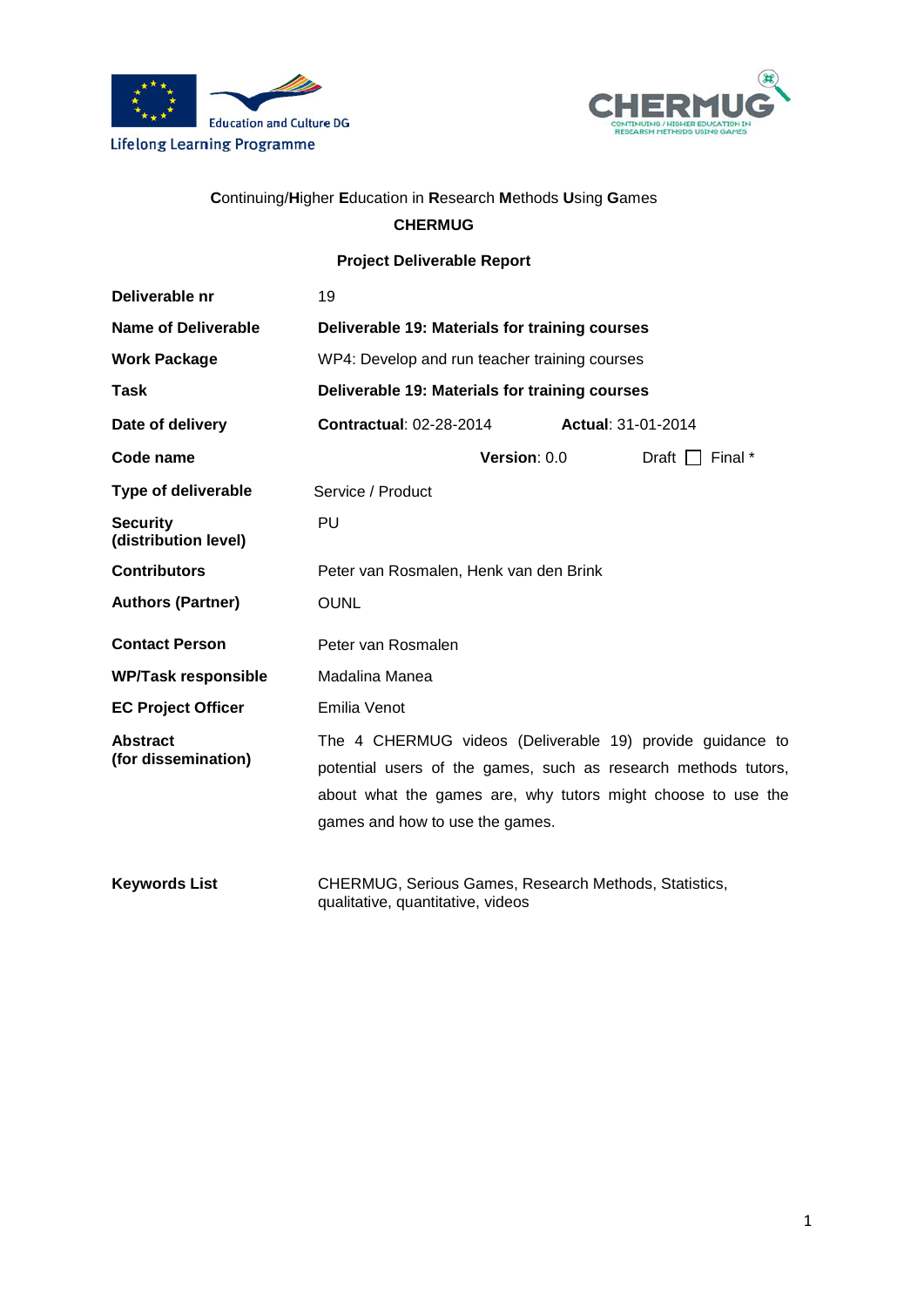Continuing/Higher Education in Research Methods Using Games

**CHERMUG**

**Project Deliverable Report**

| | |
|---|---|
| **Deliverable nr** | 19 |
| **Name of Deliverable** | **Deliverable 19: Materials for training courses** |
| **Work Package** | WP4: Develop and run teacher training courses |
| **Task** | **Deliverable 19: Materials for training courses** |
| **Date of delivery** | **Contractual**: 02-28-2014 **Actual**: 31-01-2014 |
| **Code name** | **Version**: 0.0 Draft ☐ Final * |
| **Type of deliverable** | Service / Product |
| **Security (distribution level)** | PU |
| **Contributors** | Peter van Rosmalen, Henk van den Brink |
| **Authors (Partner)** | OUNL |
| **Contact Person** | Peter van Rosmalen |
| **WP/Task responsible** | Madalina Manea |
| **EC Project Officer** | Emilia Venot |
| **Abstract (for dissemination)** | The 4 CHERMUG videos (Deliverable 19) provide guidance to potential users of the games, such as research methods tutors, about what the games are, why tutors might choose to use the games and how to use the games. |
| **Keywords List** | CHERMUG, Serious Games, Research Methods, Statistics, qualitative, quantitative, videos |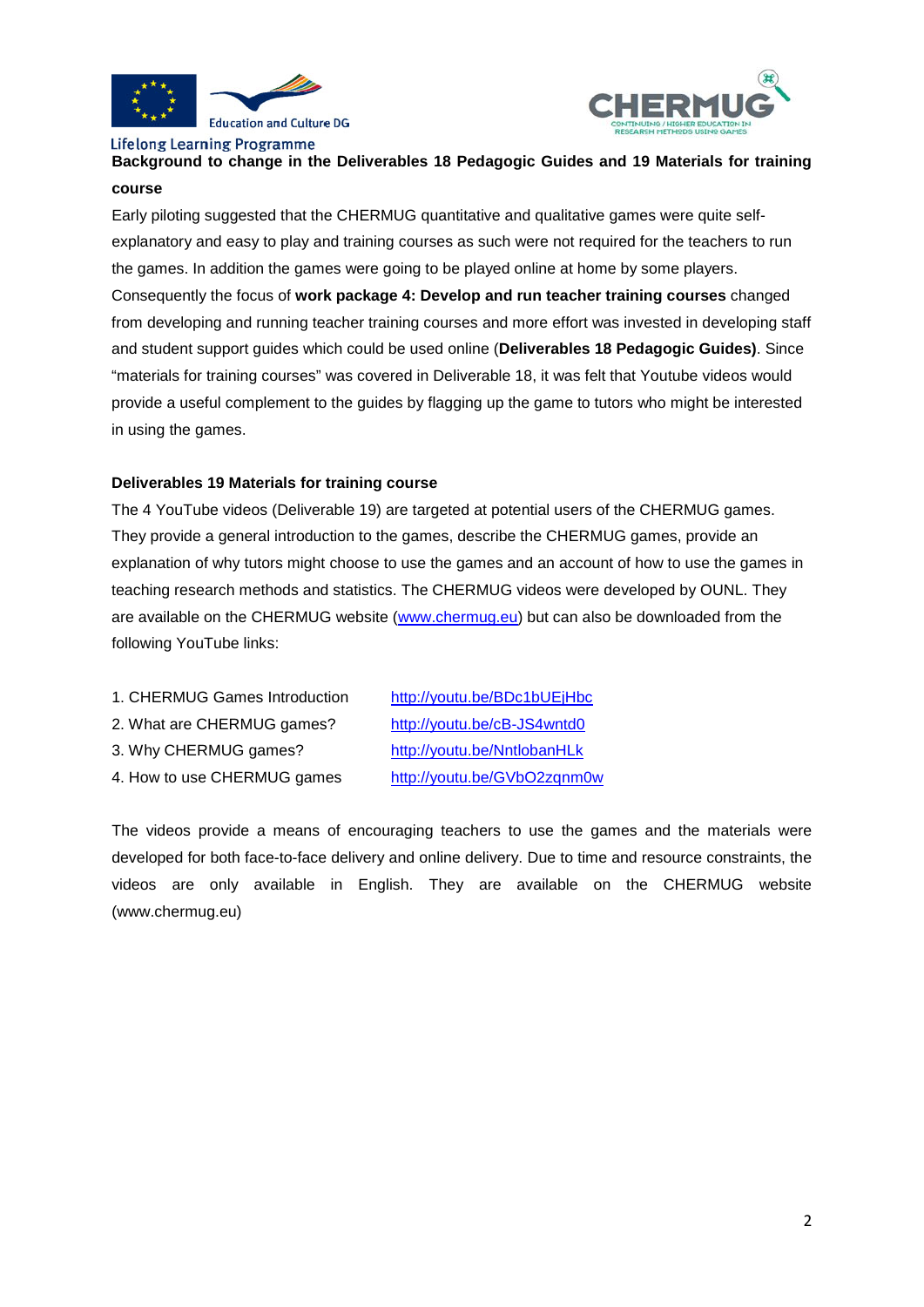Lifelong Learning Programme

## Background to change in the Deliverables 18 Pedagogic Guides and 19 Materials for training course

Early piloting suggested that the CHERMUG quantitative and qualitative games were quite self-explanatory and easy to play and training courses as such were not required for the teachers to run the games. In addition the games were going to be played online at home by some players. Consequently the focus of **work package 4: Develop and run teacher training courses** changed from developing and running teacher training courses and more effort was invested in developing staff and student support guides which could be used online (**Deliverables 18 Pedagogic Guides)**. Since "materials for training courses" was covered in Deliverable 18, it was felt that Youtube videos would provide a useful complement to the guides by flagging up the game to tutors who might be interested in using the games.

## Deliverables 19 Materials for training course

The 4 YouTube videos (Deliverable 19) are targeted at potential users of the CHERMUG games. They provide a general introduction to the games, describe the CHERMUG games, provide an explanation of why tutors might choose to use the games and an account of how to use the games in teaching research methods and statistics. The CHERMUG videos were developed by OUNL. They are available on the CHERMUG website (www.chermug.eu) but can also be downloaded from the following YouTube links:

| | |
|---|---|
| 1. CHERMUG Games Introduction | http://youtu.be/BDc1bUEjHbc |
| 2. What are CHERMUG games? | http://youtu.be/cB-JS4wntd0 |
| 3. Why CHERMUG games? | http://youtu.be/NntlobanHLk |
| 4. How to use CHERMUG games | http://youtu.be/GVbO2zqnm0w |

The videos provide a means of encouraging teachers to use the games and the materials were developed for both face-to-face delivery and online delivery. Due to time and resource constraints, the videos are only available in English. They are available on the CHERMUG website (www.chermug.eu)